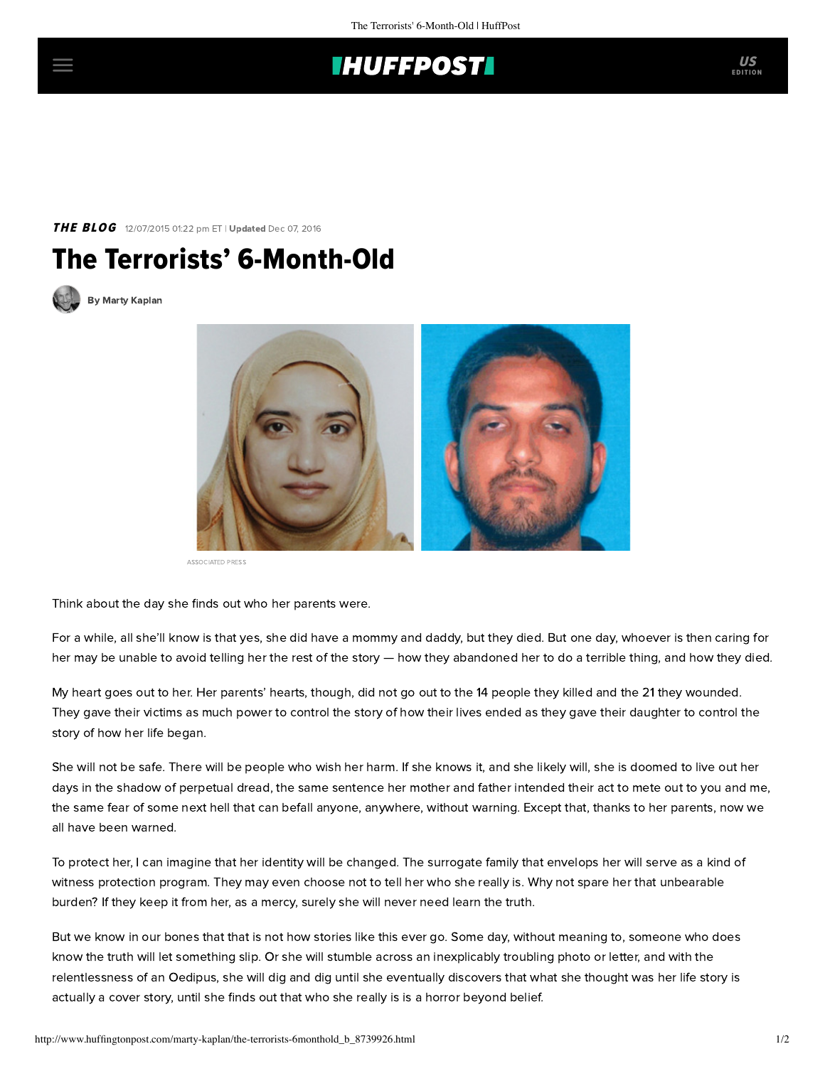THE BLOG 12/07/2015 01:22 pm ET | Updated Dec 07, 2016

# The Terrorists' 6-Month-Old

By Marty Kaplan

ASSOCIATED PRESS

Think about the day she finds out who her parents were.

For a while, all she'll know is that yes, she did have a mommy and daddy, but they died. But one day, whoever is then caring for her may be unable to avoid telling her the rest of the story — how they abandoned her to do a terrible thing, and how they died.

My heart goes out to her. Her parents' hearts, though, did not go out to the 14 people they killed and the 21 they wounded. They gave their victims as much power to control the story of how their lives ended as they gave their daughter to control the story of how her life began.

She will not be safe. There will be people who wish her harm. If she knows it, and she likely will, she is doomed to live out her days in the shadow of perpetual dread, the same sentence her mother and father intended their act to mete out to you and me, the same fear of some next hell that can befall anyone, anywhere, without warning. Except that, thanks to her parents, now we all have been warned.

To protect her, I can imagine that her identity will be changed. The surrogate family that envelops her will serve as a kind of witness protection program. They may even choose not to tell her who she really is. Why not spare her that unbearable burden? If they keep it from her, as a mercy, surely she will never need learn the truth.

But we know in our bones that that is not how stories like this ever go. Some day, without meaning to, someone who does know the truth will let something slip. Or she will stumble across an inexplicably troubling photo or letter, and with the relentlessness of an Oedipus, she will dig and dig until she eventually discovers that what she thought was her life story is actually a cover story, until she finds out that who she really is is a horror beyond belief.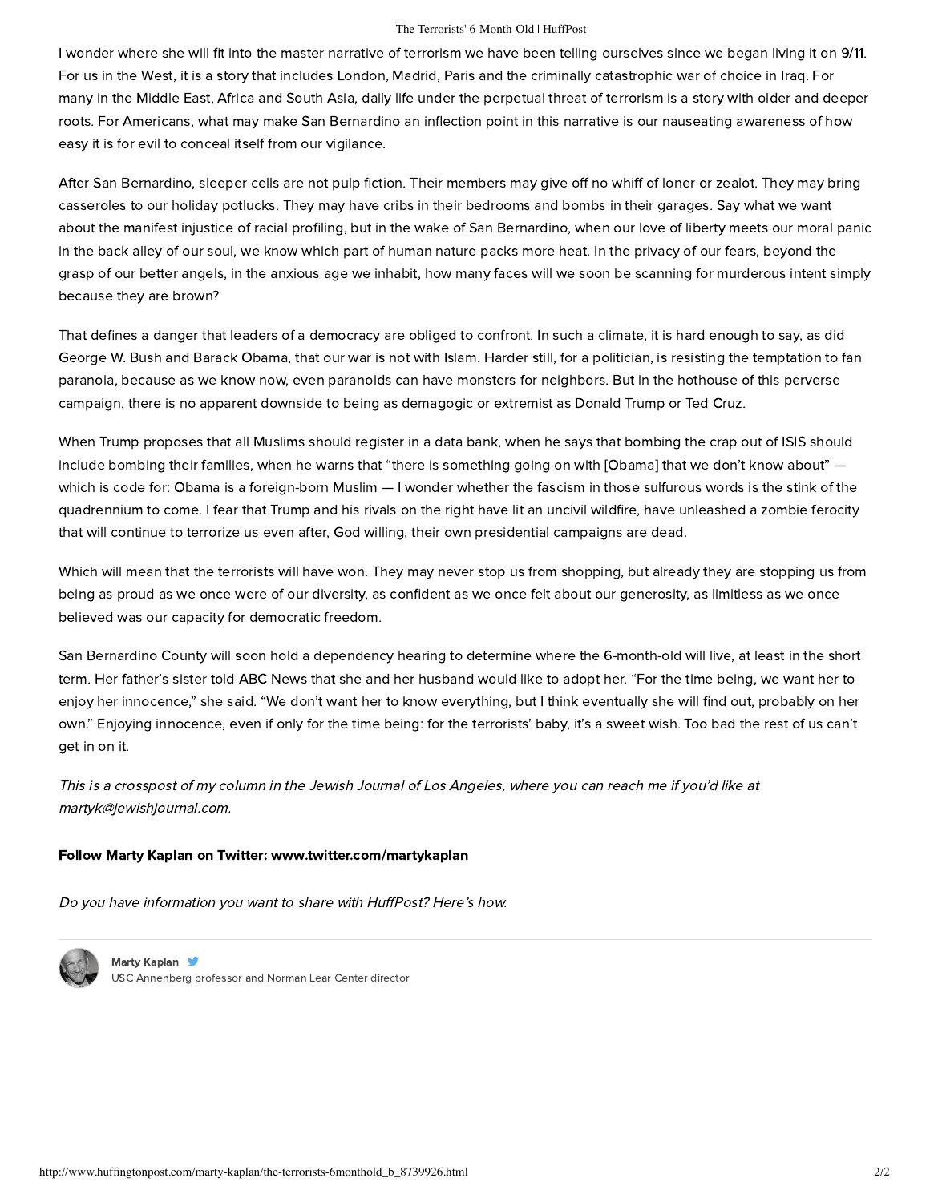I wonder where she will fit into the master narrative of terrorism we have been telling ourselves since we began living it on 9/11. For us in the West, it is a story that includes London, Madrid, Paris and the criminally catastrophic war of choice in Iraq. For many in the Middle East, Africa and South Asia, daily life under the perpetual threat of terrorism is a story with older and deeper roots. For Americans, what may make San Bernardino an inflection point in this narrative is our nauseating awareness of how easy it is for evil to conceal itself from our vigilance.

After San Bernardino, sleeper cells are not pulp fiction. Their members may give off no whiff of loner or zealot. They may bring casseroles to our holiday potlucks. They may have cribs in their bedrooms and bombs in their garages. Say what we want about the manifest injustice of racial profiling, but in the wake of San Bernardino, when our love of liberty meets our moral panic in the back alley of our soul, we know which part of human nature packs more heat. In the privacy of our fears, beyond the grasp of our better angels, in the anxious age we inhabit, how many faces will we soon be scanning for murderous intent simply because they are brown?

That defines a danger that leaders of a democracy are obliged to confront. In such a climate, it is hard enough to say, as did George W. Bush and Barack Obama, that our war is not with Islam. Harder still, for a politician, is resisting the temptation to fan paranoia, because as we know now, even paranoids can have monsters for neighbors. But in the hothouse of this perverse campaign, there is no apparent downside to being as demagogic or extremist as Donald Trump or Ted Cruz.

When Trump proposes that all Muslims should register in a data bank, when he says that bombing the crap out of ISIS should include bombing their families, when he warns that "there is something going on with [Obama] that we don't know about" — which is code for: Obama is a foreign-born Muslim — I wonder whether the fascism in those sulfurous words is the stink of the quadrennium to come. I fear that Trump and his rivals on the right have lit an uncivil wildfire, have unleashed a zombie ferocity that will continue to terrorize us even after, God willing, their own presidential campaigns are dead.

Which will mean that the terrorists will have won. They may never stop us from shopping, but already they are stopping us from being as proud as we once were of our diversity, as confident as we once felt about our generosity, as limitless as we once believed was our capacity for democratic freedom.

San Bernardino County will soon hold a dependency hearing to determine where the 6-month-old will live, at least in the short term. Her father's sister told ABC News that she and her husband would like to adopt her. "For the time being, we want her to enjoy her innocence," she said. "We don't want her to know everything, but I think eventually she will find out, probably on her own." Enjoying innocence, even if only for the time being: for the terrorists' baby, it's a sweet wish. Too bad the rest of us can't get in on it.

*This is a crosspost of my column in the Jewish Journal of Los Angeles, where you can reach me if you'd like at martyk@jewishjournal.com.*

**Follow Marty Kaplan on Twitter: www.twitter.com/martykaplan**

*Do you have information you want to share with HuffPost? Here's how.*

---

**Marty Kaplan**
USC Annenberg professor and Norman Lear Center director